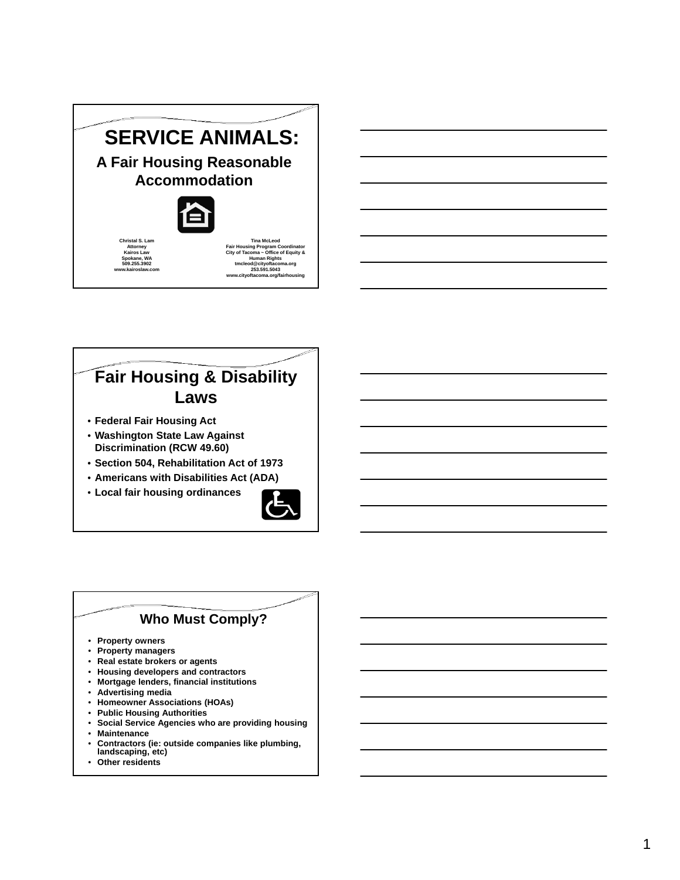# SERVICE ANIMALS:

## A Fair Housing Reasonable Accommodation

Christal S. Lam
Attorney
Kairos Law
Spokane, WA
509.255.3902
www.kairoslaw.com

Tina McLeod
Fair Housing Program Coordinator
City of Tacoma – Office of Equity & Human Rights
tmcleod@cityoftacoma.org
253.591.5043
www.cityoftacoma.org/fairhousing

## Fair Housing & Disability Laws

- Federal Fair Housing Act
- Washington State Law Against Discrimination (RCW 49.60)
- Section 504, Rehabilitation Act of 1973
- Americans with Disabilities Act (ADA)
- Local fair housing ordinances

## Who Must Comply?

- Property owners
- Property managers
- Real estate brokers or agents
- Housing developers and contractors
- Mortgage lenders, financial institutions
- Advertising media
- Homeowner Associations (HOAs)
- Public Housing Authorities
- Social Service Agencies who are providing housing
- Maintenance
- Contractors (ie: outside companies like plumbing, landscaping, etc)
- Other residents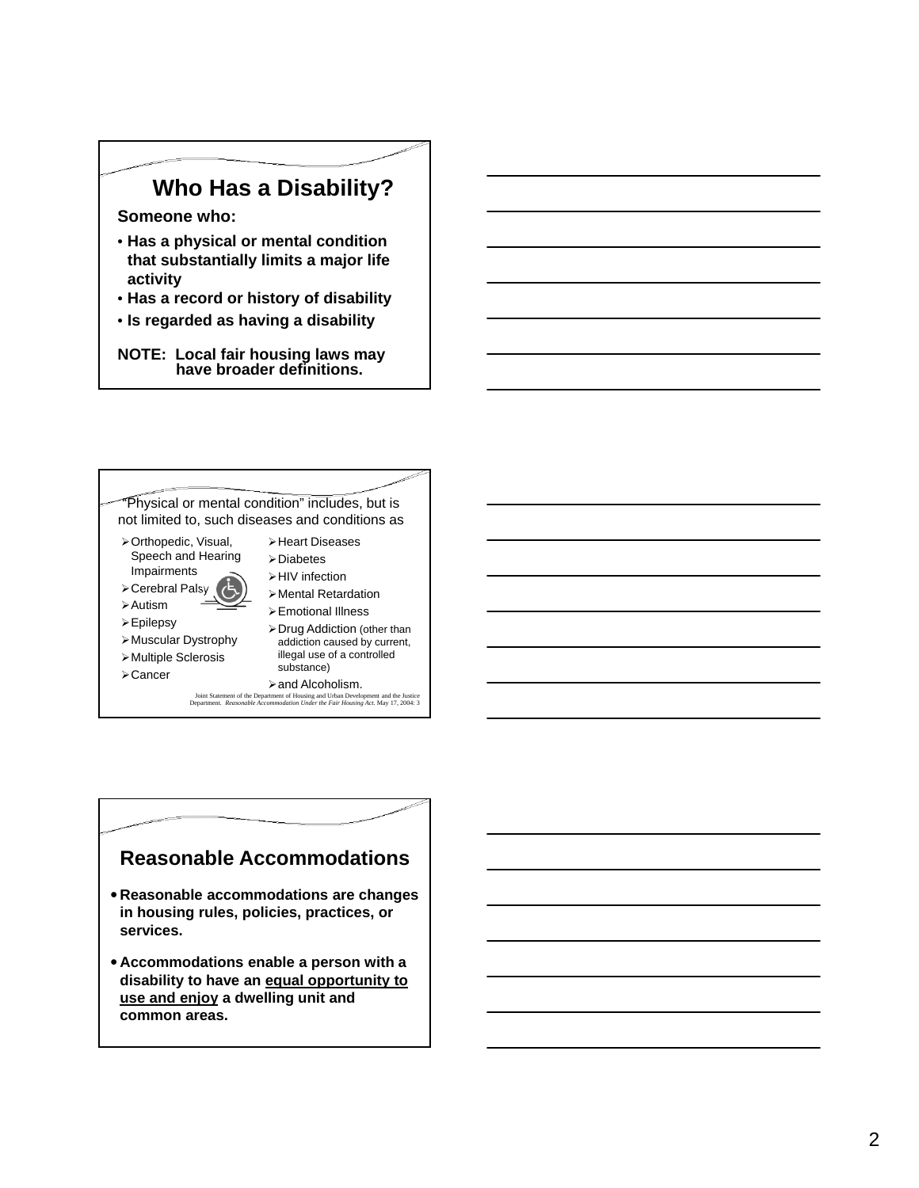## Who Has a Disability?

**Someone who:**

- **Has a physical or mental condition that substantially limits a major life activity**
- **Has a record or history of disability**
- **Is regarded as having a disability**

**NOTE: Local fair housing laws may have broader definitions.**

"Physical or mental condition" includes, but is not limited to, such diseases and conditions as

- Orthopedic, Visual, Speech and Hearing Impairments
- Cerebral Palsy
- Autism
- Epilepsy
- Muscular Dystrophy
- Multiple Sclerosis
- Cancer
- Heart Diseases
- Diabetes
- HIV infection
- Mental Retardation
- Emotional Illness
- Drug Addiction (other than addiction caused by current, illegal use of a controlled substance)
- and Alcoholism.

Joint Statement of the Department of Housing and Urban Development and the Justice Department. *Reasonable Accommodation Under the Fair Housing Act.* May 17, 2004: 3

## Reasonable Accommodations

- **Reasonable accommodations are changes in housing rules, policies, practices, or services.**
- **Accommodations enable a person with a disability to have an equal opportunity to use and enjoy a dwelling unit and common areas.**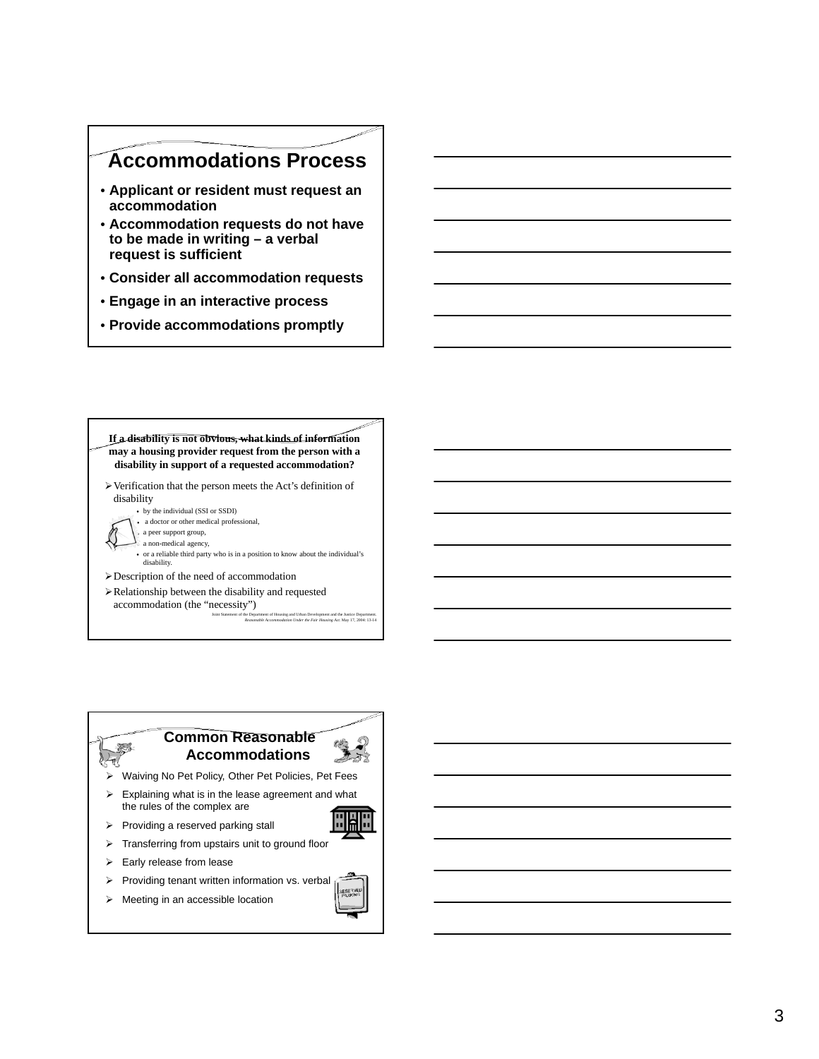## Accommodations Process

- Applicant or resident must request an accommodation
- Accommodation requests do not have to be made in writing – a verbal request is sufficient
- Consider all accommodation requests
- Engage in an interactive process
- Provide accommodations promptly

**If a disability is not obvious, what kinds of information may a housing provider request from the person with a disability in support of a requested accommodation?**

- Verification that the person meets the Act's definition of disability
  - by the individual (SSI or SSDI)
  - a doctor or other medical professional,
  - a peer support group,
  - a non-medical agency,
  - or a reliable third party who is in a position to know about the individual's disability.
- Description of the need of accommodation
- Relationship between the disability and requested accommodation (the "necessity")

Joint Statement of the Department of Housing and Urban Development and the Justice Department. *Reasonable Accommodation Under the Fair Housing Act.* May 17, 2004: 13-14

## Common Reasonable Accommodations

- Waiving No Pet Policy, Other Pet Policies, Pet Fees
- Explaining what is in the lease agreement and what the rules of the complex are
- Providing a reserved parking stall
- Transferring from upstairs unit to ground floor
- Early release from lease
- Providing tenant written information vs. verbal
- Meeting in an accessible location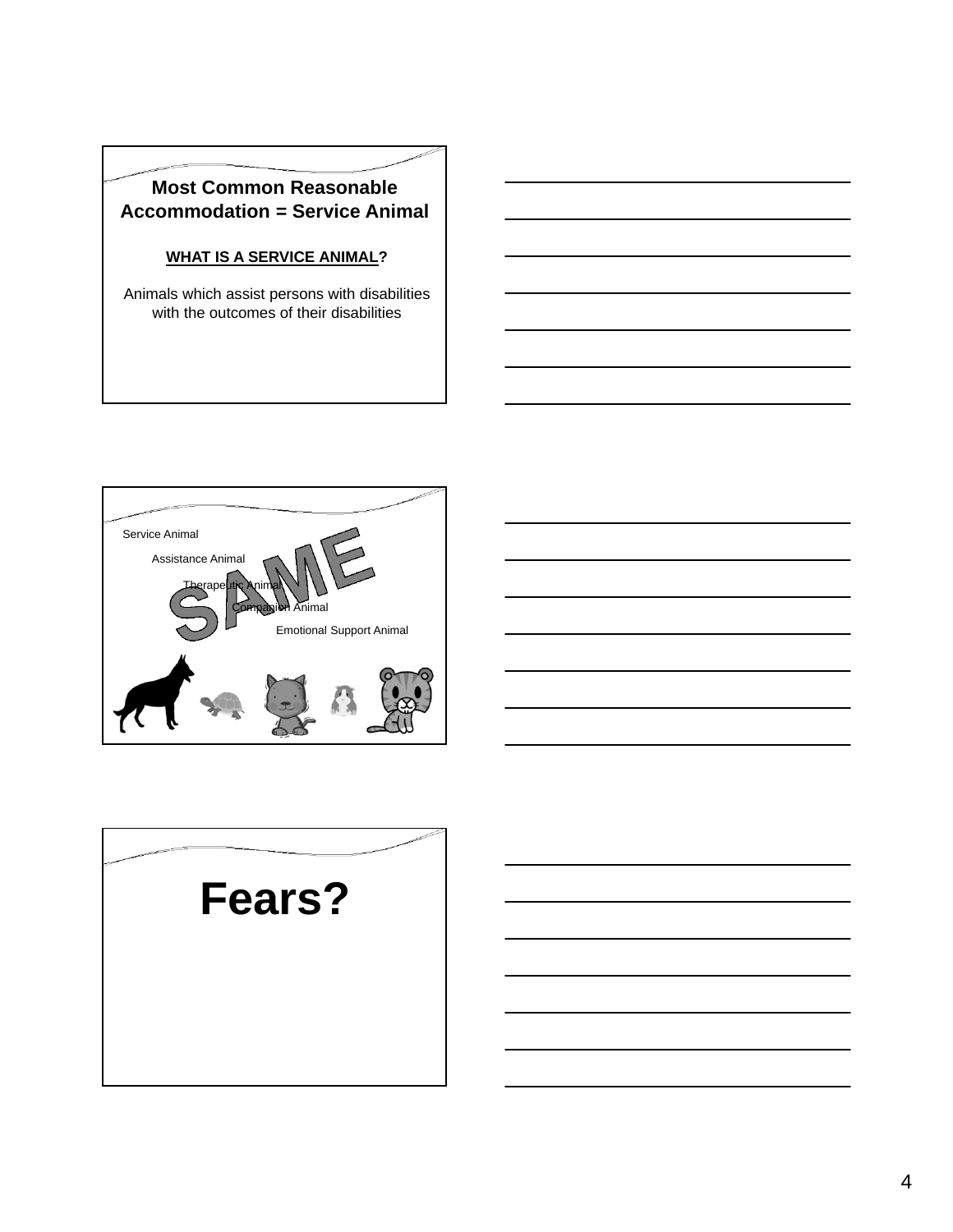## Most Common Reasonable Accommodation = Service Animal

**WHAT IS A SERVICE ANIMAL?**

Animals which assist persons with disabilities with the outcomes of their disabilities

---

Service Animal

Assistance Animal

Therapeutic Animal

Companion Animal

Emotional Support Animal

SAME

---

# Fears?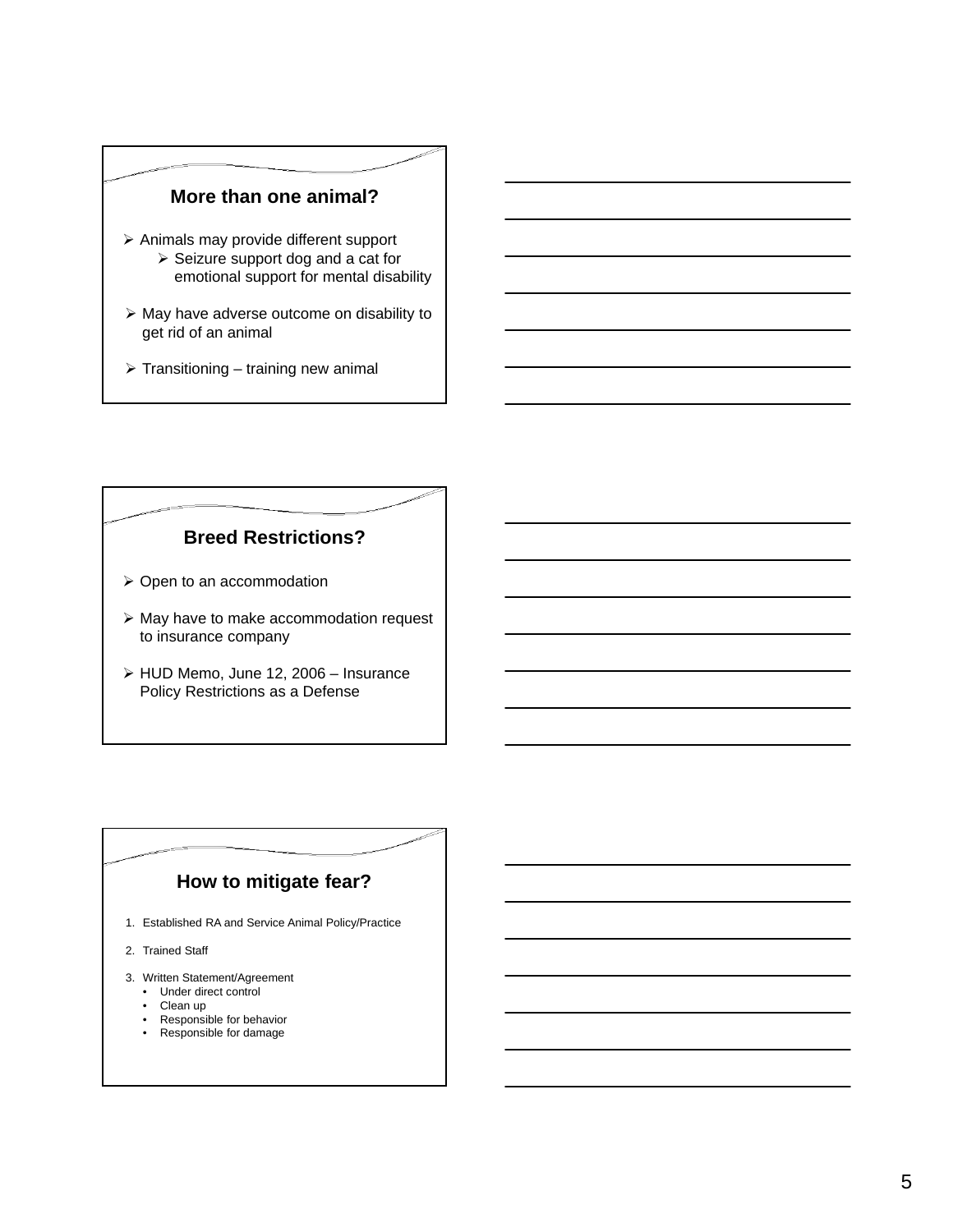## More than one animal?

- Animals may provide different support
  - Seizure support dog and a cat for emotional support for mental disability
- May have adverse outcome on disability to get rid of an animal
- Transitioning – training new animal

## Breed Restrictions?

- Open to an accommodation
- May have to make accommodation request to insurance company
- HUD Memo, June 12, 2006 – Insurance Policy Restrictions as a Defense

## How to mitigate fear?

1. Established RA and Service Animal Policy/Practice
2. Trained Staff
3. Written Statement/Agreement
   - Under direct control
   - Clean up
   - Responsible for behavior
   - Responsible for damage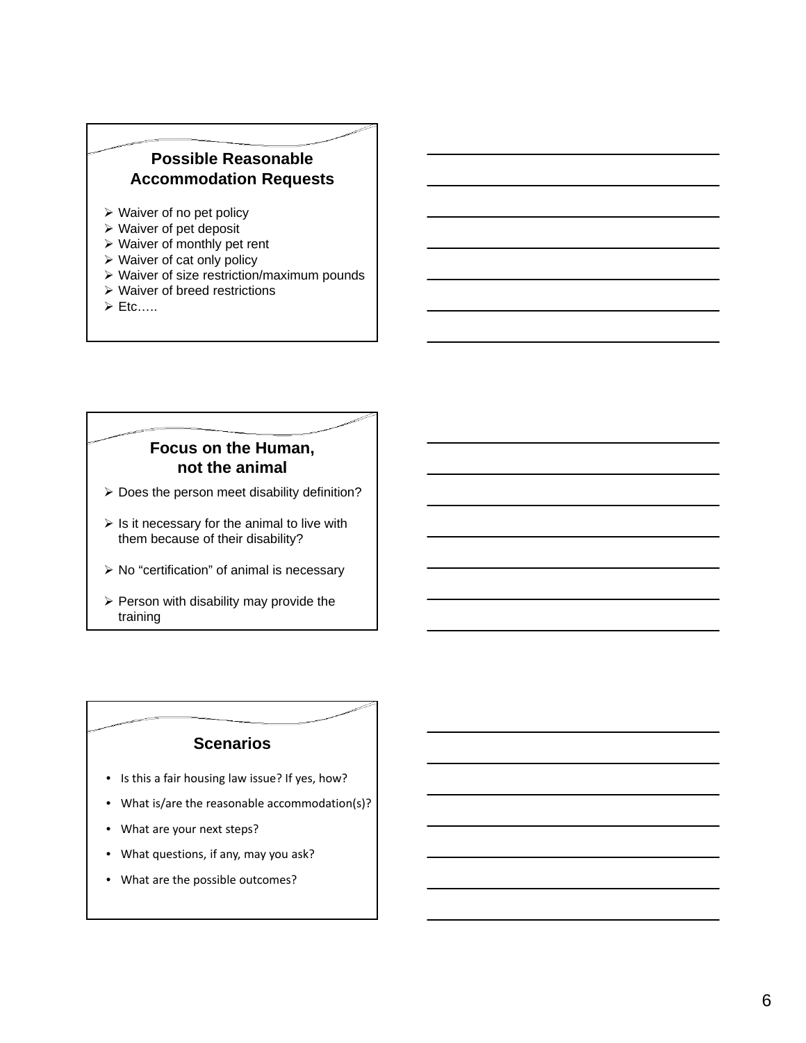## Possible Reasonable Accommodation Requests

- Waiver of no pet policy
- Waiver of pet deposit
- Waiver of monthly pet rent
- Waiver of cat only policy
- Waiver of size restriction/maximum pounds
- Waiver of breed restrictions
- Etc…..

## Focus on the Human, not the animal

- Does the person meet disability definition?
- Is it necessary for the animal to live with them because of their disability?
- No "certification" of animal is necessary
- Person with disability may provide the training

## Scenarios

- Is this a fair housing law issue? If yes, how?
- What is/are the reasonable accommodation(s)?
- What are your next steps?
- What questions, if any, may you ask?
- What are the possible outcomes?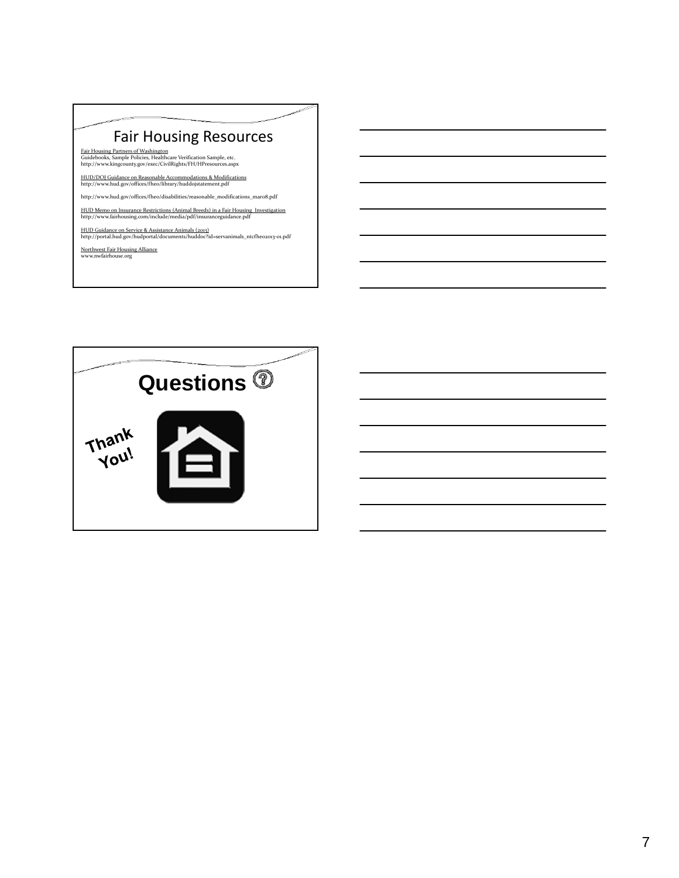## Fair Housing Resources

Fair Housing Partners of Washington
Guidebooks, Sample Policies, Healthcare Verification Sample, etc.
http://www.kingcounty.gov/exec/CivilRights/FH/HPresources.aspx

HUD/DOJ Guidance on Reasonable Accommodations & Modifications
http://www.hud.gov/offices/fheo/library/huddojstatement.pdf

http://www.hud.gov/offices/fheo/disabilities/reasonable_modifications_mar08.pdf

HUD Memo on Insurance Restrictions (Animal Breeds) in a Fair Housing Investigation
http://www.fairhousing.com/include/media/pdf/insuranceguidance.pdf

HUD Guidance on Service & Assistance Animals (2013)
http://portal.hud.gov/hudportal/documents/huddoc?id=servanimals_ntcfheo2013-01.pdf

Northwest Fair Housing Alliance
www.nwfairhouse.org

## Questions

Thank You!